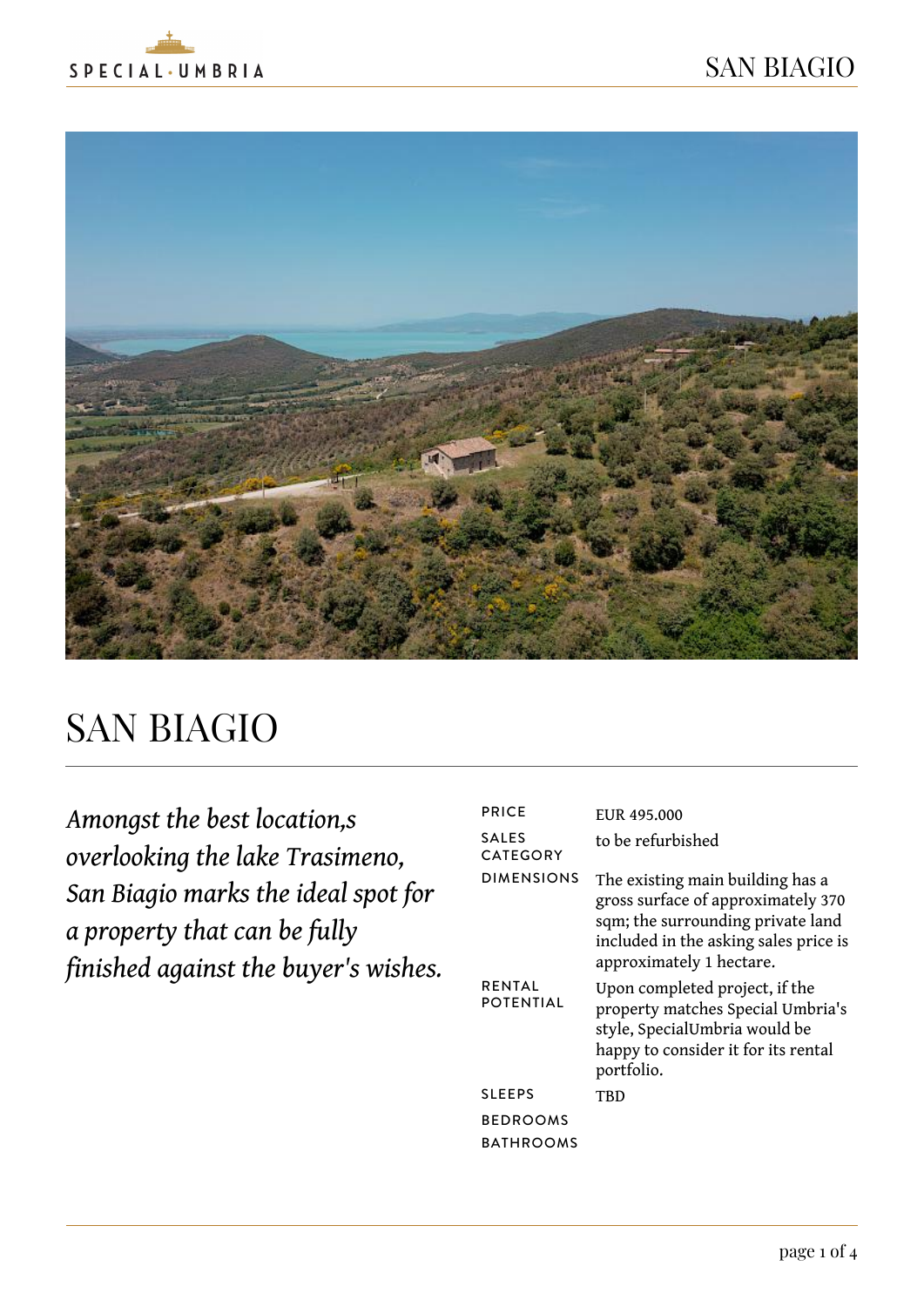# SAN BIAGIO

*Amongst the best location,s overlooking the lake Trasimeno, San Biagio marks the ideal spot for a property that can be fully finished against the buyer's wishes.*

| | |
|---|---|
| PRICE | EUR 495.000 |
| SALES CATEGORY | to be refurbished |
| DIMENSIONS | The existing main building has a gross surface of approximately 370 sqm; the surrounding private land included in the asking sales price is approximately 1 hectare. |
| RENTAL POTENTIAL | Upon completed project, if the property matches Special Umbria's style, SpecialUmbria would be happy to consider it for its rental portfolio. |
| SLEEPS | TBD |
| BEDROOMS | |
| BATHROOMS | |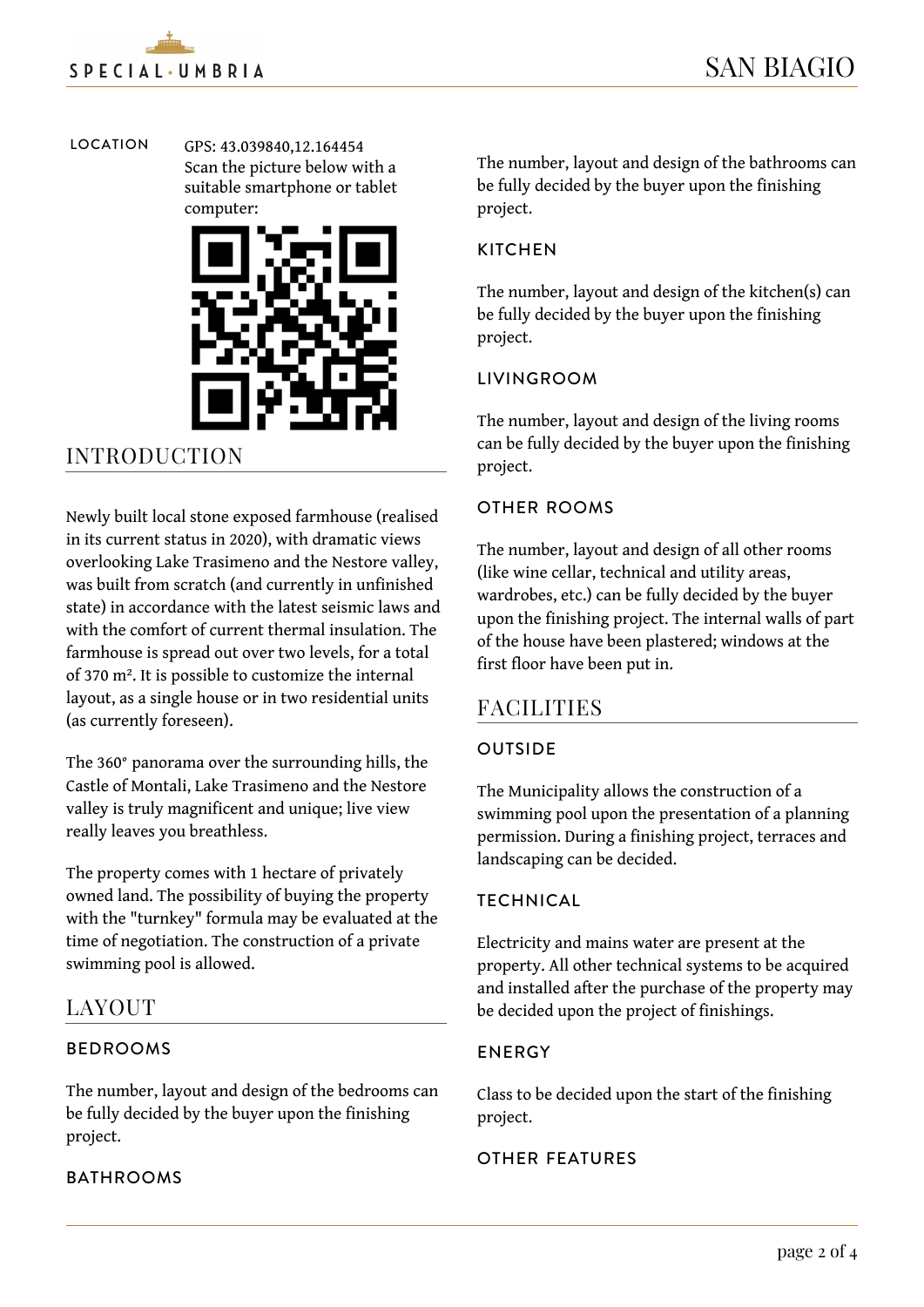## LOCATION

GPS: 43.039840,12.164454
Scan the picture below with a suitable smartphone or tablet computer:

## INTRODUCTION

Newly built local stone exposed farmhouse (realised in its current status in 2020), with dramatic views overlooking Lake Trasimeno and the Nestore valley, was built from scratch (and currently in unfinished state) in accordance with the latest seismic laws and with the comfort of current thermal insulation. The farmhouse is spread out over two levels, for a total of 370 m². It is possible to customize the internal layout, as a single house or in two residential units (as currently foreseen).

The 360° panorama over the surrounding hills, the Castle of Montali, Lake Trasimeno and the Nestore valley is truly magnificent and unique; live view really leaves you breathless.

The property comes with 1 hectare of privately owned land. The possibility of buying the property with the "turnkey" formula may be evaluated at the time of negotiation. The construction of a private swimming pool is allowed.

## LAYOUT

### BEDROOMS

The number, layout and design of the bedrooms can be fully decided by the buyer upon the finishing project.

### BATHROOMS

The number, layout and design of the bathrooms can be fully decided by the buyer upon the finishing project.

### KITCHEN

The number, layout and design of the kitchen(s) can be fully decided by the buyer upon the finishing project.

### LIVINGROOM

The number, layout and design of the living rooms can be fully decided by the buyer upon the finishing project.

### OTHER ROOMS

The number, layout and design of all other rooms (like wine cellar, technical and utility areas, wardrobes, etc.) can be fully decided by the buyer upon the finishing project. The internal walls of part of the house have been plastered; windows at the first floor have been put in.

## FACILITIES

### OUTSIDE

The Municipality allows the construction of a swimming pool upon the presentation of a planning permission. During a finishing project, terraces and landscaping can be decided.

### TECHNICAL

Electricity and mains water are present at the property. All other technical systems to be acquired and installed after the purchase of the property may be decided upon the project of finishings.

### ENERGY

Class to be decided upon the start of the finishing project.

### OTHER FEATURES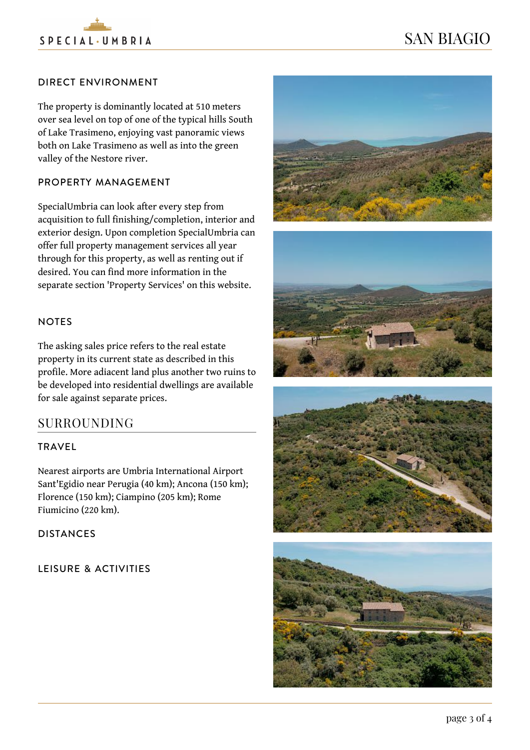### DIRECT ENVIRONMENT

The property is dominantly located at 510 meters over sea level on top of one of the typical hills South of Lake Trasimeno, enjoying vast panoramic views both on Lake Trasimeno as well as into the green valley of the Nestore river.

### PROPERTY MANAGEMENT

SpecialUmbria can look after every step from acquisition to full finishing/completion, interior and exterior design. Upon completion SpecialUmbria can offer full property management services all year through for this property, as well as renting out if desired. You can find more information in the separate section 'Property Services' on this website.

### NOTES

The asking sales price refers to the real estate property in its current state as described in this profile. More adiacent land plus another two ruins to be developed into residential dwellings are available for sale against separate prices.

## SURROUNDING

### TRAVEL

Nearest airports are Umbria International Airport Sant'Egidio near Perugia (40 km); Ancona (150 km); Florence (150 km); Ciampino (205 km); Rome Fiumicino (220 km).

### DISTANCES

### LEISURE & ACTIVITIES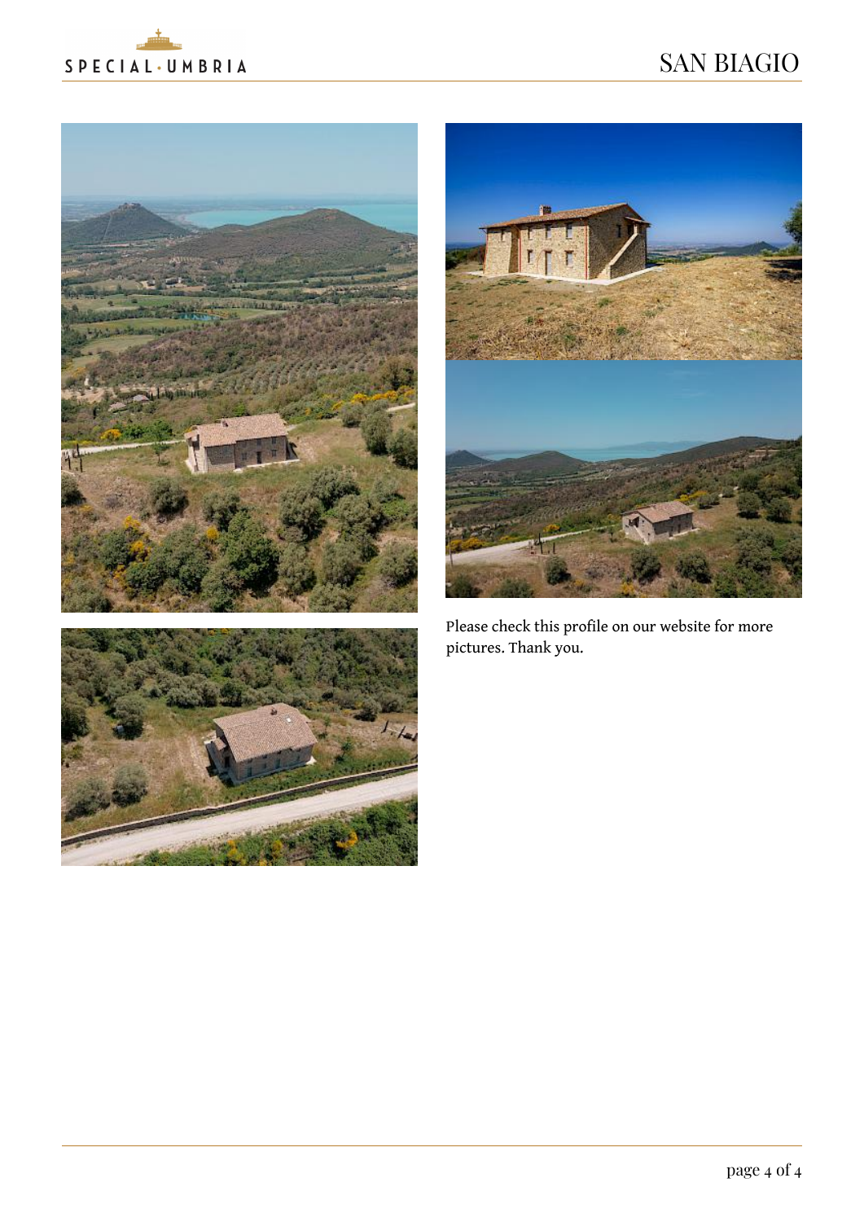Please check this profile on our website for more pictures. Thank you.